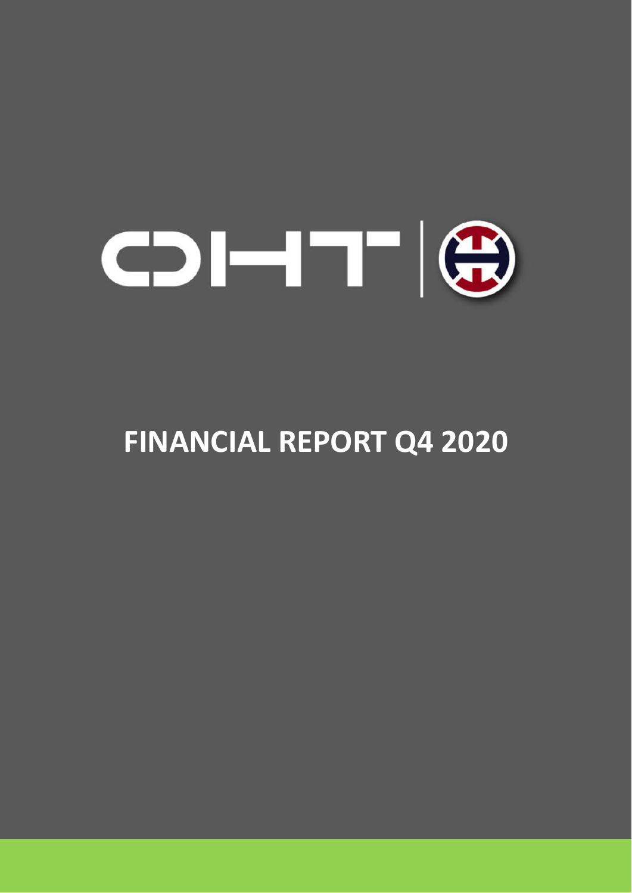# FINANCIAL REPORT Q4 2020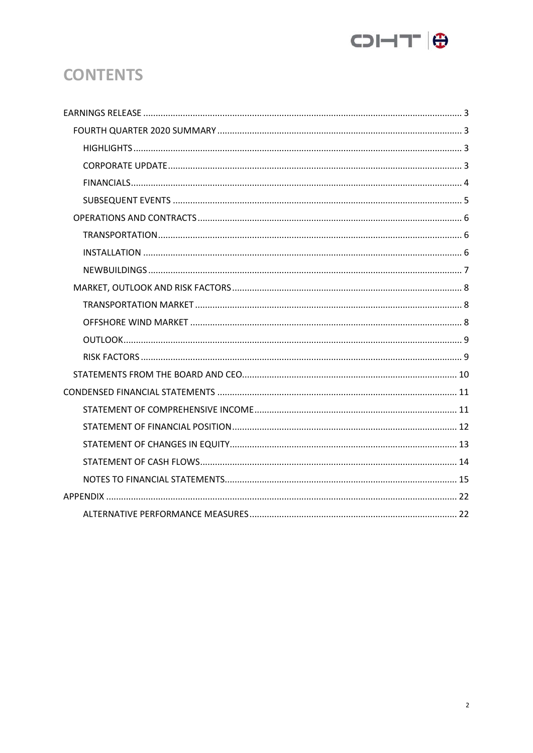# CONTENTS

- EARNINGS RELEASE ........ 3
  - FOURTH QUARTER 2020 SUMMARY ........ 3
    - HIGHLIGHTS ........ 3
    - CORPORATE UPDATE ........ 3
    - FINANCIALS ........ 4
    - SUBSEQUENT EVENTS ........ 5
  - OPERATIONS AND CONTRACTS ........ 6
    - TRANSPORTATION ........ 6
    - INSTALLATION ........ 6
    - NEWBUILDINGS ........ 7
  - MARKET, OUTLOOK AND RISK FACTORS ........ 8
    - TRANSPORTATION MARKET ........ 8
    - OFFSHORE WIND MARKET ........ 8
    - OUTLOOK ........ 9
    - RISK FACTORS ........ 9
  - STATEMENTS FROM THE BOARD AND CEO ........ 10
- CONDENSED FINANCIAL STATEMENTS ........ 11
  - STATEMENT OF COMPREHENSIVE INCOME ........ 11
  - STATEMENT OF FINANCIAL POSITION ........ 12
  - STATEMENT OF CHANGES IN EQUITY ........ 13
  - STATEMENT OF CASH FLOWS ........ 14
  - NOTES TO FINANCIAL STATEMENTS ........ 15
- APPENDIX ........ 22
  - ALTERNATIVE PERFORMANCE MEASURES ........ 22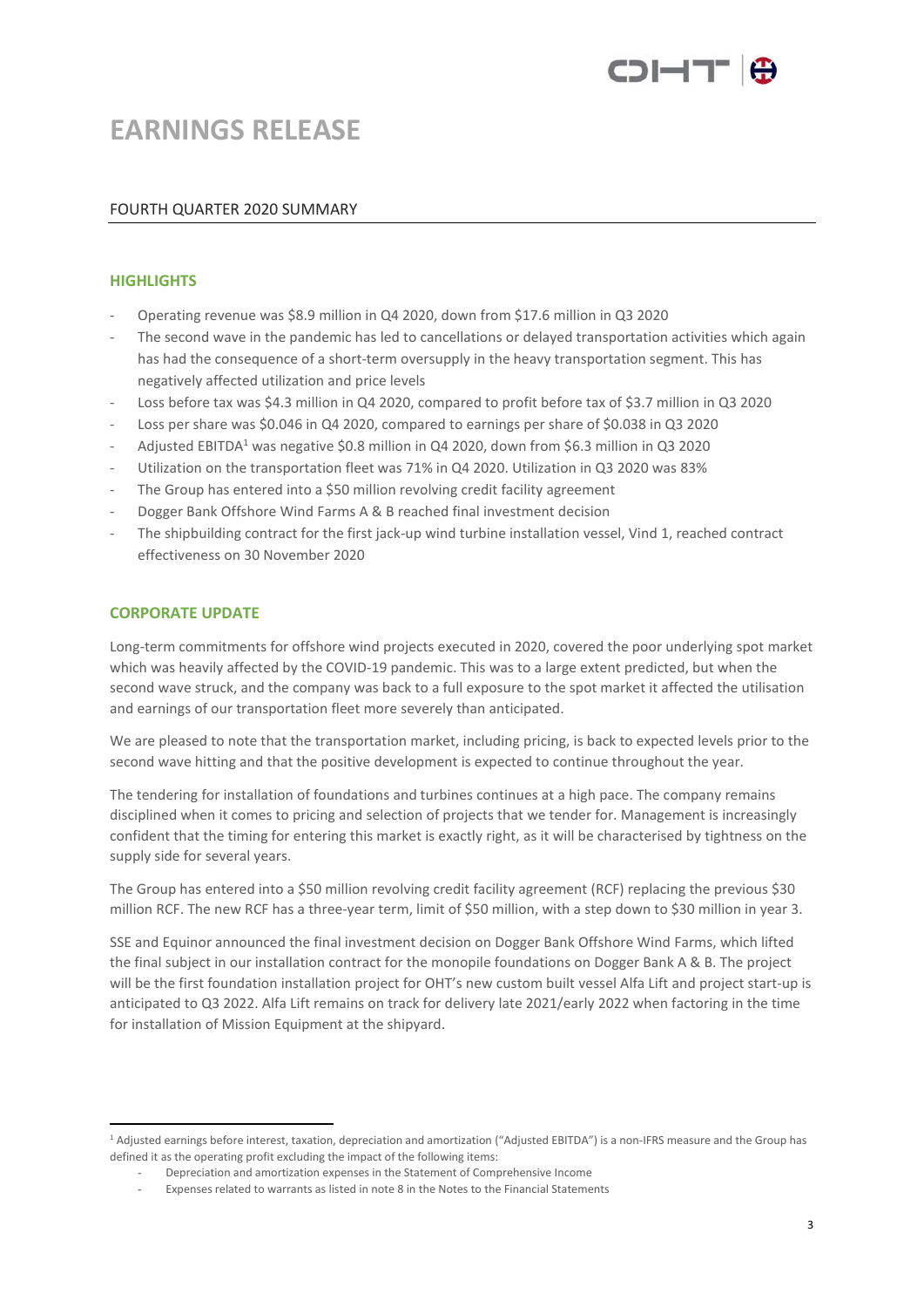# EARNINGS RELEASE

## FOURTH QUARTER 2020 SUMMARY

### HIGHLIGHTS

- Operating revenue was $8.9 million in Q4 2020, down from $17.6 million in Q3 2020
- The second wave in the pandemic has led to cancellations or delayed transportation activities which again has had the consequence of a short-term oversupply in the heavy transportation segment. This has negatively affected utilization and price levels
- Loss before tax was $4.3 million in Q4 2020, compared to profit before tax of $3.7 million in Q3 2020
- Loss per share was $0.046 in Q4 2020, compared to earnings per share of $0.038 in Q3 2020
- Adjusted EBITDA[1] was negative $0.8 million in Q4 2020, down from $6.3 million in Q3 2020
- Utilization on the transportation fleet was 71% in Q4 2020. Utilization in Q3 2020 was 83%
- The Group has entered into a $50 million revolving credit facility agreement
- Dogger Bank Offshore Wind Farms A & B reached final investment decision
- The shipbuilding contract for the first jack-up wind turbine installation vessel, Vind 1, reached contract effectiveness on 30 November 2020

### CORPORATE UPDATE

Long-term commitments for offshore wind projects executed in 2020, covered the poor underlying spot market which was heavily affected by the COVID-19 pandemic. This was to a large extent predicted, but when the second wave struck, and the company was back to a full exposure to the spot market it affected the utilisation and earnings of our transportation fleet more severely than anticipated.

We are pleased to note that the transportation market, including pricing, is back to expected levels prior to the second wave hitting and that the positive development is expected to continue throughout the year.

The tendering for installation of foundations and turbines continues at a high pace. The company remains disciplined when it comes to pricing and selection of projects that we tender for. Management is increasingly confident that the timing for entering this market is exactly right, as it will be characterised by tightness on the supply side for several years.

The Group has entered into a $50 million revolving credit facility agreement (RCF) replacing the previous $30 million RCF. The new RCF has a three-year term, limit of $50 million, with a step down to $30 million in year 3.

SSE and Equinor announced the final investment decision on Dogger Bank Offshore Wind Farms, which lifted the final subject in our installation contract for the monopile foundations on Dogger Bank A & B. The project will be the first foundation installation project for OHT's new custom built vessel Alfa Lift and project start-up is anticipated to Q3 2022. Alfa Lift remains on track for delivery late 2021/early 2022 when factoring in the time for installation of Mission Equipment at the shipyard.

---

[1] Adjusted earnings before interest, taxation, depreciation and amortization ("Adjusted EBITDA") is a non-IFRS measure and the Group has defined it as the operating profit excluding the impact of the following items:

- Depreciation and amortization expenses in the Statement of Comprehensive Income
- Expenses related to warrants as listed in note 8 in the Notes to the Financial Statements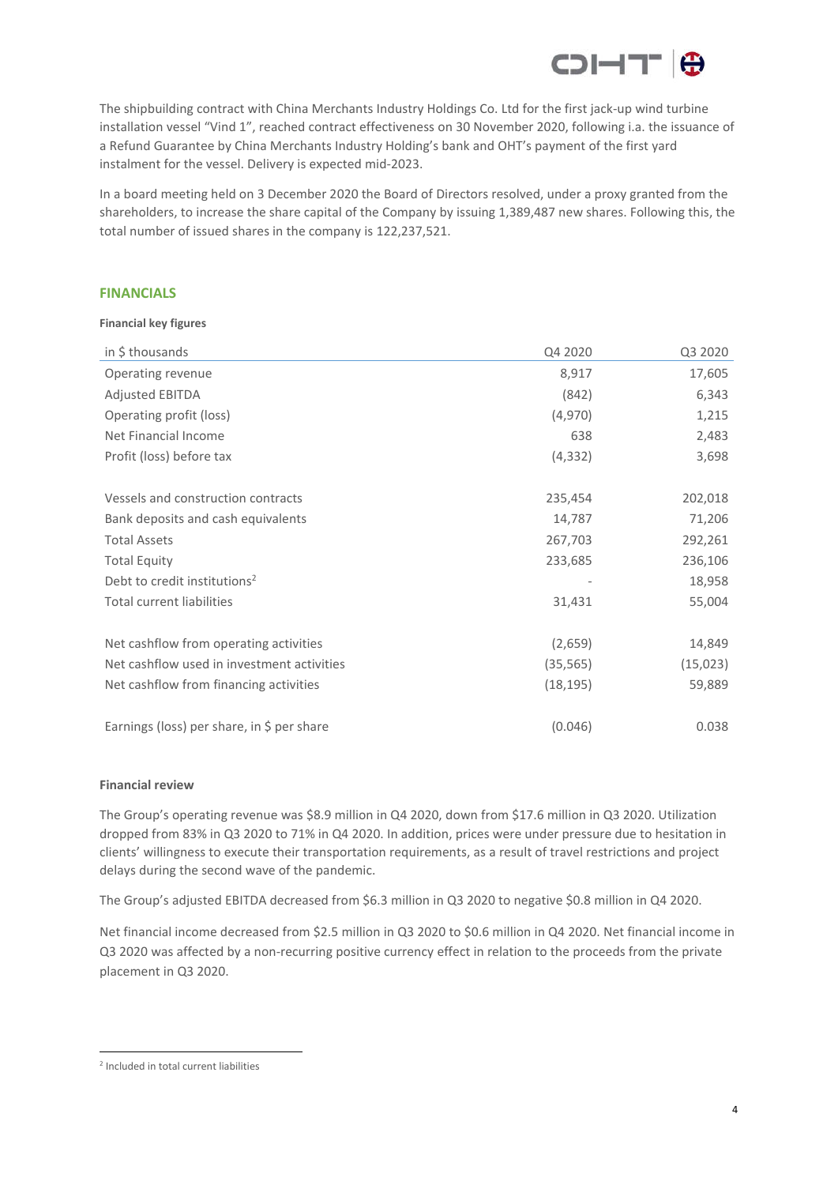The shipbuilding contract with China Merchants Industry Holdings Co. Ltd for the first jack-up wind turbine installation vessel "Vind 1", reached contract effectiveness on 30 November 2020, following i.a. the issuance of a Refund Guarantee by China Merchants Industry Holding's bank and OHT's payment of the first yard instalment for the vessel. Delivery is expected mid-2023.

In a board meeting held on 3 December 2020 the Board of Directors resolved, under a proxy granted from the shareholders, to increase the share capital of the Company by issuing 1,389,487 new shares. Following this, the total number of issued shares in the company is 122,237,521.

## FINANCIALS

**Financial key figures**

| in $ thousands | Q4 2020 | Q3 2020 |
|---|---|---|
| Operating revenue | 8,917 | 17,605 |
| Adjusted EBITDA | (842) | 6,343 |
| Operating profit (loss) | (4,970) | 1,215 |
| Net Financial Income | 638 | 2,483 |
| Profit (loss) before tax | (4,332) | 3,698 |
| | | |
| Vessels and construction contracts | 235,454 | 202,018 |
| Bank deposits and cash equivalents | 14,787 | 71,206 |
| Total Assets | 267,703 | 292,261 |
| Total Equity | 233,685 | 236,106 |
| Debt to credit institutions[2] | - | 18,958 |
| Total current liabilities | 31,431 | 55,004 |
| | | |
| Net cashflow from operating activities | (2,659) | 14,849 |
| Net cashflow used in investment activities | (35,565) | (15,023) |
| Net cashflow from financing activities | (18,195) | 59,889 |
| | | |
| Earnings (loss) per share, in $ per share | (0.046) | 0.038 |

**Financial review**

The Group's operating revenue was $8.9 million in Q4 2020, down from $17.6 million in Q3 2020. Utilization dropped from 83% in Q3 2020 to 71% in Q4 2020. In addition, prices were under pressure due to hesitation in clients' willingness to execute their transportation requirements, as a result of travel restrictions and project delays during the second wave of the pandemic.

The Group's adjusted EBITDA decreased from $6.3 million in Q3 2020 to negative $0.8 million in Q4 2020.

Net financial income decreased from $2.5 million in Q3 2020 to $0.6 million in Q4 2020. Net financial income in Q3 2020 was affected by a non-recurring positive currency effect in relation to the proceeds from the private placement in Q3 2020.

[2] Included in total current liabilities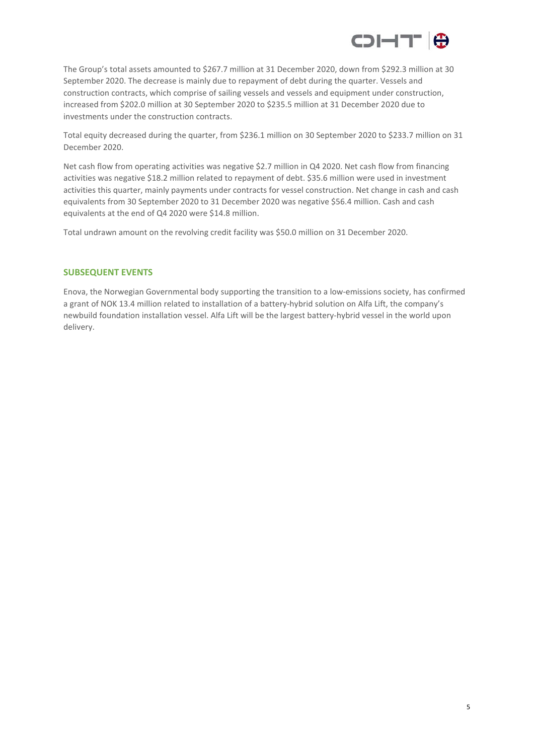The Group's total assets amounted to $267.7 million at 31 December 2020, down from $292.3 million at 30 September 2020. The decrease is mainly due to repayment of debt during the quarter. Vessels and construction contracts, which comprise of sailing vessels and vessels and equipment under construction, increased from $202.0 million at 30 September 2020 to $235.5 million at 31 December 2020 due to investments under the construction contracts.

Total equity decreased during the quarter, from $236.1 million on 30 September 2020 to $233.7 million on 31 December 2020.

Net cash flow from operating activities was negative $2.7 million in Q4 2020. Net cash flow from financing activities was negative $18.2 million related to repayment of debt. $35.6 million were used in investment activities this quarter, mainly payments under contracts for vessel construction. Net change in cash and cash equivalents from 30 September 2020 to 31 December 2020 was negative $56.4 million. Cash and cash equivalents at the end of Q4 2020 were $14.8 million.

Total undrawn amount on the revolving credit facility was $50.0 million on 31 December 2020.

## SUBSEQUENT EVENTS

Enova, the Norwegian Governmental body supporting the transition to a low-emissions society, has confirmed a grant of NOK 13.4 million related to installation of a battery-hybrid solution on Alfa Lift, the company's newbuild foundation installation vessel. Alfa Lift will be the largest battery-hybrid vessel in the world upon delivery.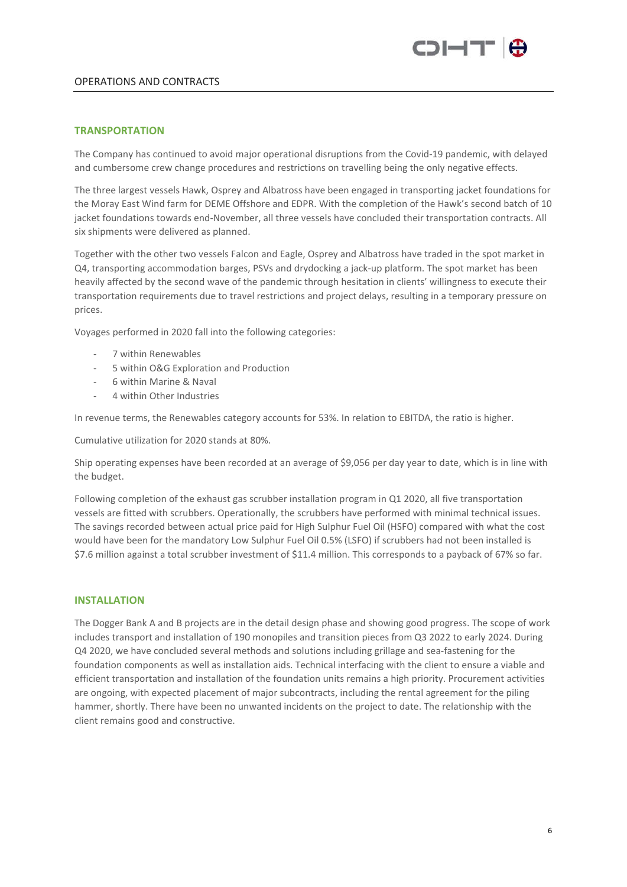# OPERATIONS AND CONTRACTS

## TRANSPORTATION

The Company has continued to avoid major operational disruptions from the Covid-19 pandemic, with delayed and cumbersome crew change procedures and restrictions on travelling being the only negative effects.

The three largest vessels Hawk, Osprey and Albatross have been engaged in transporting jacket foundations for the Moray East Wind farm for DEME Offshore and EDPR. With the completion of the Hawk's second batch of 10 jacket foundations towards end-November, all three vessels have concluded their transportation contracts. All six shipments were delivered as planned.

Together with the other two vessels Falcon and Eagle, Osprey and Albatross have traded in the spot market in Q4, transporting accommodation barges, PSVs and drydocking a jack-up platform. The spot market has been heavily affected by the second wave of the pandemic through hesitation in clients' willingness to execute their transportation requirements due to travel restrictions and project delays, resulting in a temporary pressure on prices.

Voyages performed in 2020 fall into the following categories:

- 7 within Renewables
- 5 within O&G Exploration and Production
- 6 within Marine & Naval
- 4 within Other Industries

In revenue terms, the Renewables category accounts for 53%. In relation to EBITDA, the ratio is higher.

Cumulative utilization for 2020 stands at 80%.

Ship operating expenses have been recorded at an average of $9,056 per day year to date, which is in line with the budget.

Following completion of the exhaust gas scrubber installation program in Q1 2020, all five transportation vessels are fitted with scrubbers. Operationally, the scrubbers have performed with minimal technical issues. The savings recorded between actual price paid for High Sulphur Fuel Oil (HSFO) compared with what the cost would have been for the mandatory Low Sulphur Fuel Oil 0.5% (LSFO) if scrubbers had not been installed is $7.6 million against a total scrubber investment of $11.4 million. This corresponds to a payback of 67% so far.

## INSTALLATION

The Dogger Bank A and B projects are in the detail design phase and showing good progress. The scope of work includes transport and installation of 190 monopiles and transition pieces from Q3 2022 to early 2024. During Q4 2020, we have concluded several methods and solutions including grillage and sea-fastening for the foundation components as well as installation aids. Technical interfacing with the client to ensure a viable and efficient transportation and installation of the foundation units remains a high priority. Procurement activities are ongoing, with expected placement of major subcontracts, including the rental agreement for the piling hammer, shortly. There have been no unwanted incidents on the project to date. The relationship with the client remains good and constructive.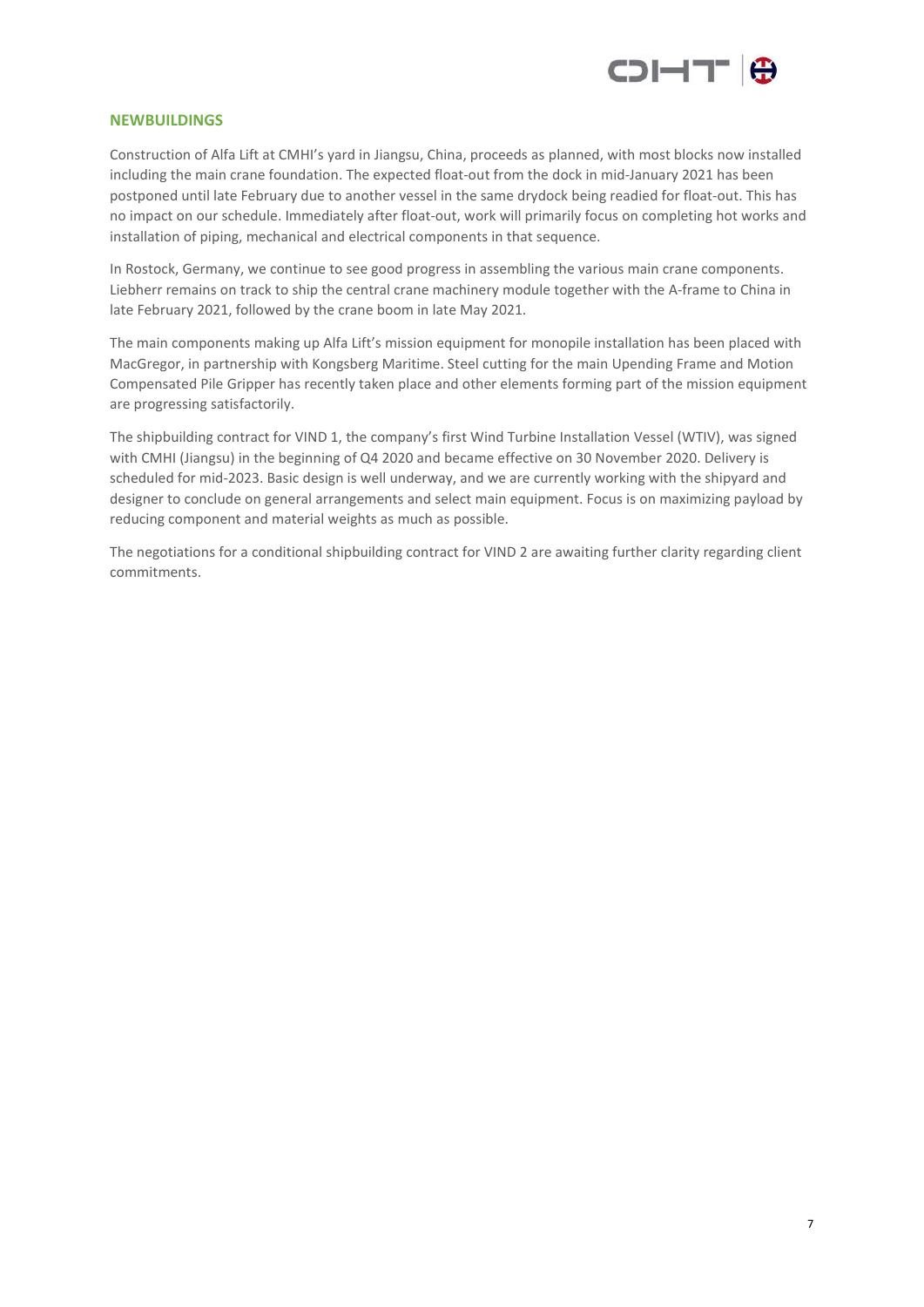## NEWBUILDINGS

Construction of Alfa Lift at CMHI's yard in Jiangsu, China, proceeds as planned, with most blocks now installed including the main crane foundation. The expected float-out from the dock in mid-January 2021 has been postponed until late February due to another vessel in the same drydock being readied for float-out. This has no impact on our schedule. Immediately after float-out, work will primarily focus on completing hot works and installation of piping, mechanical and electrical components in that sequence.

In Rostock, Germany, we continue to see good progress in assembling the various main crane components. Liebherr remains on track to ship the central crane machinery module together with the A-frame to China in late February 2021, followed by the crane boom in late May 2021.

The main components making up Alfa Lift's mission equipment for monopile installation has been placed with MacGregor, in partnership with Kongsberg Maritime. Steel cutting for the main Upending Frame and Motion Compensated Pile Gripper has recently taken place and other elements forming part of the mission equipment are progressing satisfactorily.

The shipbuilding contract for VIND 1, the company's first Wind Turbine Installation Vessel (WTIV), was signed with CMHI (Jiangsu) in the beginning of Q4 2020 and became effective on 30 November 2020. Delivery is scheduled for mid-2023. Basic design is well underway, and we are currently working with the shipyard and designer to conclude on general arrangements and select main equipment. Focus is on maximizing payload by reducing component and material weights as much as possible.

The negotiations for a conditional shipbuilding contract for VIND 2 are awaiting further clarity regarding client commitments.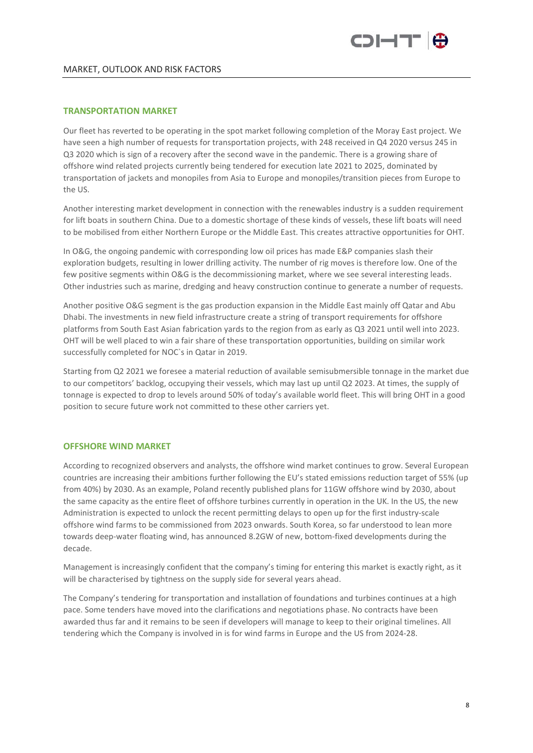## MARKET, OUTLOOK AND RISK FACTORS

### TRANSPORTATION MARKET

Our fleet has reverted to be operating in the spot market following completion of the Moray East project. We have seen a high number of requests for transportation projects, with 248 received in Q4 2020 versus 245 in Q3 2020 which is sign of a recovery after the second wave in the pandemic. There is a growing share of offshore wind related projects currently being tendered for execution late 2021 to 2025, dominated by transportation of jackets and monopiles from Asia to Europe and monopiles/transition pieces from Europe to the US.

Another interesting market development in connection with the renewables industry is a sudden requirement for lift boats in southern China. Due to a domestic shortage of these kinds of vessels, these lift boats will need to be mobilised from either Northern Europe or the Middle East. This creates attractive opportunities for OHT.

In O&G, the ongoing pandemic with corresponding low oil prices has made E&P companies slash their exploration budgets, resulting in lower drilling activity. The number of rig moves is therefore low. One of the few positive segments within O&G is the decommissioning market, where we see several interesting leads. Other industries such as marine, dredging and heavy construction continue to generate a number of requests.

Another positive O&G segment is the gas production expansion in the Middle East mainly off Qatar and Abu Dhabi. The investments in new field infrastructure create a string of transport requirements for offshore platforms from South East Asian fabrication yards to the region from as early as Q3 2021 until well into 2023. OHT will be well placed to win a fair share of these transportation opportunities, building on similar work successfully completed for NOC`s in Qatar in 2019.

Starting from Q2 2021 we foresee a material reduction of available semisubmersible tonnage in the market due to our competitors' backlog, occupying their vessels, which may last up until Q2 2023. At times, the supply of tonnage is expected to drop to levels around 50% of today's available world fleet. This will bring OHT in a good position to secure future work not committed to these other carriers yet.

### OFFSHORE WIND MARKET

According to recognized observers and analysts, the offshore wind market continues to grow. Several European countries are increasing their ambitions further following the EU's stated emissions reduction target of 55% (up from 40%) by 2030. As an example, Poland recently published plans for 11GW offshore wind by 2030, about the same capacity as the entire fleet of offshore turbines currently in operation in the UK. In the US, the new Administration is expected to unlock the recent permitting delays to open up for the first industry-scale offshore wind farms to be commissioned from 2023 onwards. South Korea, so far understood to lean more towards deep-water floating wind, has announced 8.2GW of new, bottom-fixed developments during the decade.

Management is increasingly confident that the company's timing for entering this market is exactly right, as it will be characterised by tightness on the supply side for several years ahead.

The Company's tendering for transportation and installation of foundations and turbines continues at a high pace. Some tenders have moved into the clarifications and negotiations phase. No contracts have been awarded thus far and it remains to be seen if developers will manage to keep to their original timelines. All tendering which the Company is involved in is for wind farms in Europe and the US from 2024-28.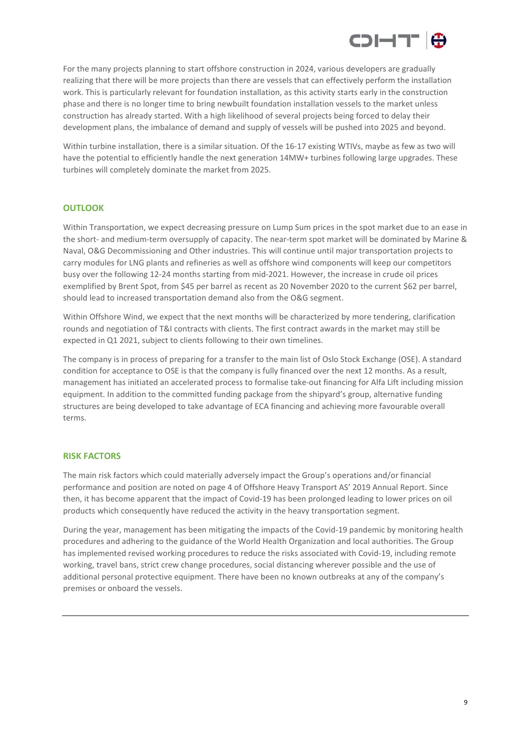For the many projects planning to start offshore construction in 2024, various developers are gradually realizing that there will be more projects than there are vessels that can effectively perform the installation work. This is particularly relevant for foundation installation, as this activity starts early in the construction phase and there is no longer time to bring newbuilt foundation installation vessels to the market unless construction has already started. With a high likelihood of several projects being forced to delay their development plans, the imbalance of demand and supply of vessels will be pushed into 2025 and beyond.

Within turbine installation, there is a similar situation. Of the 16-17 existing WTIVs, maybe as few as two will have the potential to efficiently handle the next generation 14MW+ turbines following large upgrades. These turbines will completely dominate the market from 2025.

## OUTLOOK

Within Transportation, we expect decreasing pressure on Lump Sum prices in the spot market due to an ease in the short- and medium-term oversupply of capacity. The near-term spot market will be dominated by Marine & Naval, O&G Decommissioning and Other industries. This will continue until major transportation projects to carry modules for LNG plants and refineries as well as offshore wind components will keep our competitors busy over the following 12-24 months starting from mid-2021. However, the increase in crude oil prices exemplified by Brent Spot, from $45 per barrel as recent as 20 November 2020 to the current $62 per barrel, should lead to increased transportation demand also from the O&G segment.

Within Offshore Wind, we expect that the next months will be characterized by more tendering, clarification rounds and negotiation of T&I contracts with clients. The first contract awards in the market may still be expected in Q1 2021, subject to clients following to their own timelines.

The company is in process of preparing for a transfer to the main list of Oslo Stock Exchange (OSE). A standard condition for acceptance to OSE is that the company is fully financed over the next 12 months. As a result, management has initiated an accelerated process to formalise take-out financing for Alfa Lift including mission equipment. In addition to the committed funding package from the shipyard's group, alternative funding structures are being developed to take advantage of ECA financing and achieving more favourable overall terms.

## RISK FACTORS

The main risk factors which could materially adversely impact the Group's operations and/or financial performance and position are noted on page 4 of Offshore Heavy Transport AS' 2019 Annual Report. Since then, it has become apparent that the impact of Covid-19 has been prolonged leading to lower prices on oil products which consequently have reduced the activity in the heavy transportation segment.

During the year, management has been mitigating the impacts of the Covid-19 pandemic by monitoring health procedures and adhering to the guidance of the World Health Organization and local authorities. The Group has implemented revised working procedures to reduce the risks associated with Covid-19, including remote working, travel bans, strict crew change procedures, social distancing wherever possible and the use of additional personal protective equipment. There have been no known outbreaks at any of the company's premises or onboard the vessels.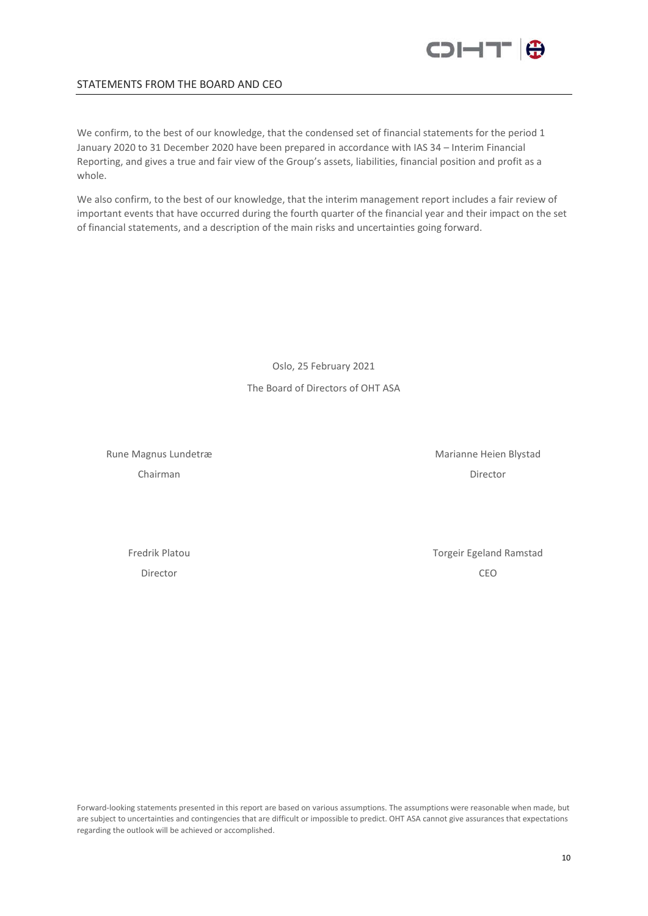## STATEMENTS FROM THE BOARD AND CEO

We confirm, to the best of our knowledge, that the condensed set of financial statements for the period 1 January 2020 to 31 December 2020 have been prepared in accordance with IAS 34 – Interim Financial Reporting, and gives a true and fair view of the Group's assets, liabilities, financial position and profit as a whole.

We also confirm, to the best of our knowledge, that the interim management report includes a fair review of important events that have occurred during the fourth quarter of the financial year and their impact on the set of financial statements, and a description of the main risks and uncertainties going forward.

Oslo, 25 February 2021

The Board of Directors of OHT ASA

Rune Magnus Lundetræ
Chairman

Marianne Heien Blystad
Director

Fredrik Platou
Director

Torgeir Egeland Ramstad
CEO

Forward-looking statements presented in this report are based on various assumptions. The assumptions were reasonable when made, but are subject to uncertainties and contingencies that are difficult or impossible to predict. OHT ASA cannot give assurances that expectations regarding the outlook will be achieved or accomplished.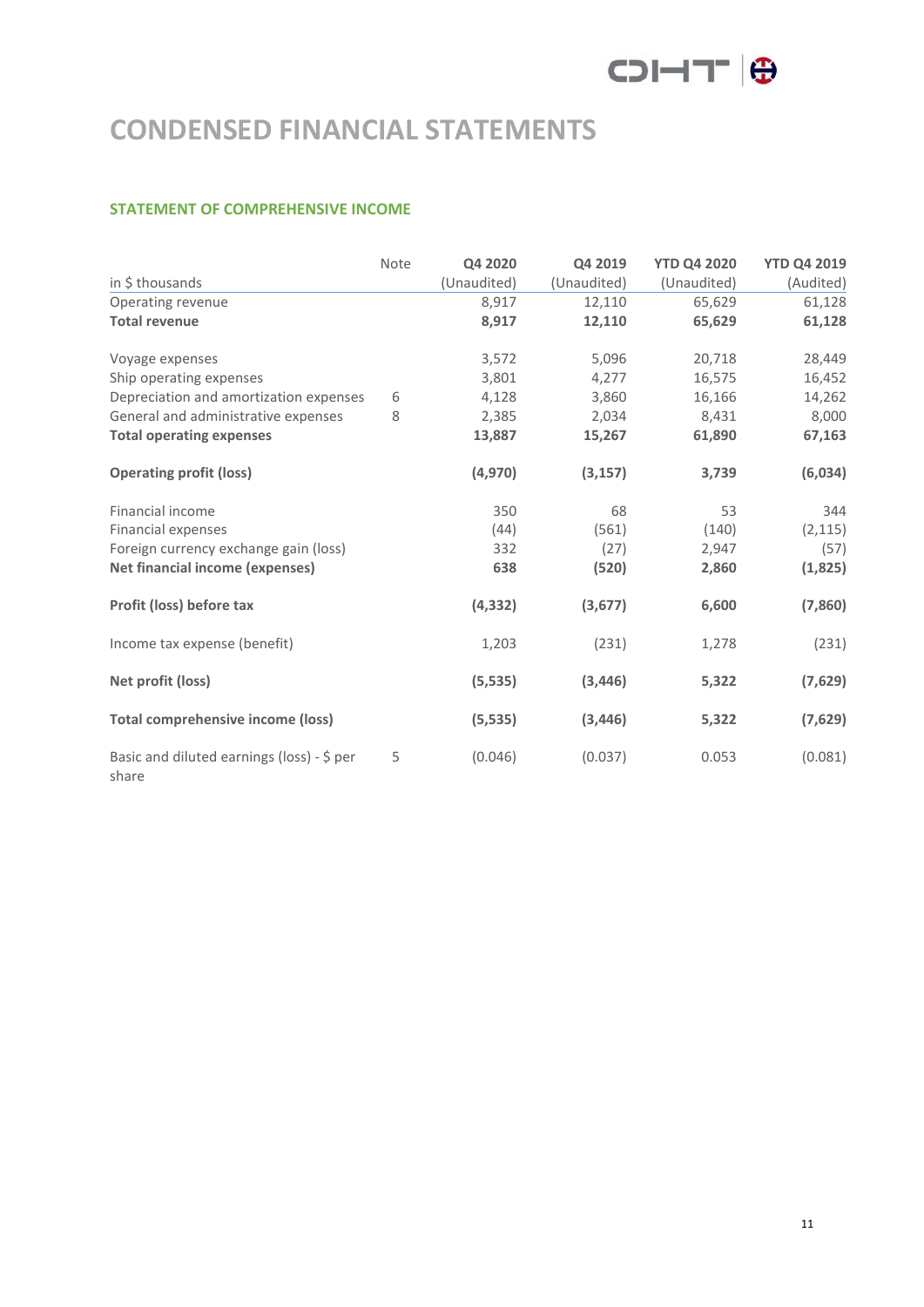# CONDENSED FINANCIAL STATEMENTS

### STATEMENT OF COMPREHENSIVE INCOME

| in $ thousands | Note | Q4 2020 (Unaudited) | Q4 2019 (Unaudited) | YTD Q4 2020 (Unaudited) | YTD Q4 2019 (Audited) |
|---|---|---|---|---|---|
| Operating revenue | | 8,917 | 12,110 | 65,629 | 61,128 |
| **Total revenue** | | **8,917** | **12,110** | **65,629** | **61,128** |
| | | | | | |
| Voyage expenses | | 3,572 | 5,096 | 20,718 | 28,449 |
| Ship operating expenses | | 3,801 | 4,277 | 16,575 | 16,452 |
| Depreciation and amortization expenses | 6 | 4,128 | 3,860 | 16,166 | 14,262 |
| General and administrative expenses | 8 | 2,385 | 2,034 | 8,431 | 8,000 |
| **Total operating expenses** | | **13,887** | **15,267** | **61,890** | **67,163** |
| | | | | | |
| **Operating profit (loss)** | | **(4,970)** | **(3,157)** | **3,739** | **(6,034)** |
| | | | | | |
| Financial income | | 350 | 68 | 53 | 344 |
| Financial expenses | | (44) | (561) | (140) | (2,115) |
| Foreign currency exchange gain (loss) | | 332 | (27) | 2,947 | (57) |
| **Net financial income (expenses)** | | **638** | **(520)** | **2,860** | **(1,825)** |
| | | | | | |
| **Profit (loss) before tax** | | **(4,332)** | **(3,677)** | **6,600** | **(7,860)** |
| | | | | | |
| Income tax expense (benefit) | | 1,203 | (231) | 1,278 | (231) |
| | | | | | |
| **Net profit (loss)** | | **(5,535)** | **(3,446)** | **5,322** | **(7,629)** |
| | | | | | |
| **Total comprehensive income (loss)** | | **(5,535)** | **(3,446)** | **5,322** | **(7,629)** |
| | | | | | |
| Basic and diluted earnings (loss) - $ per share | 5 | (0.046) | (0.037) | 0.053 | (0.081) |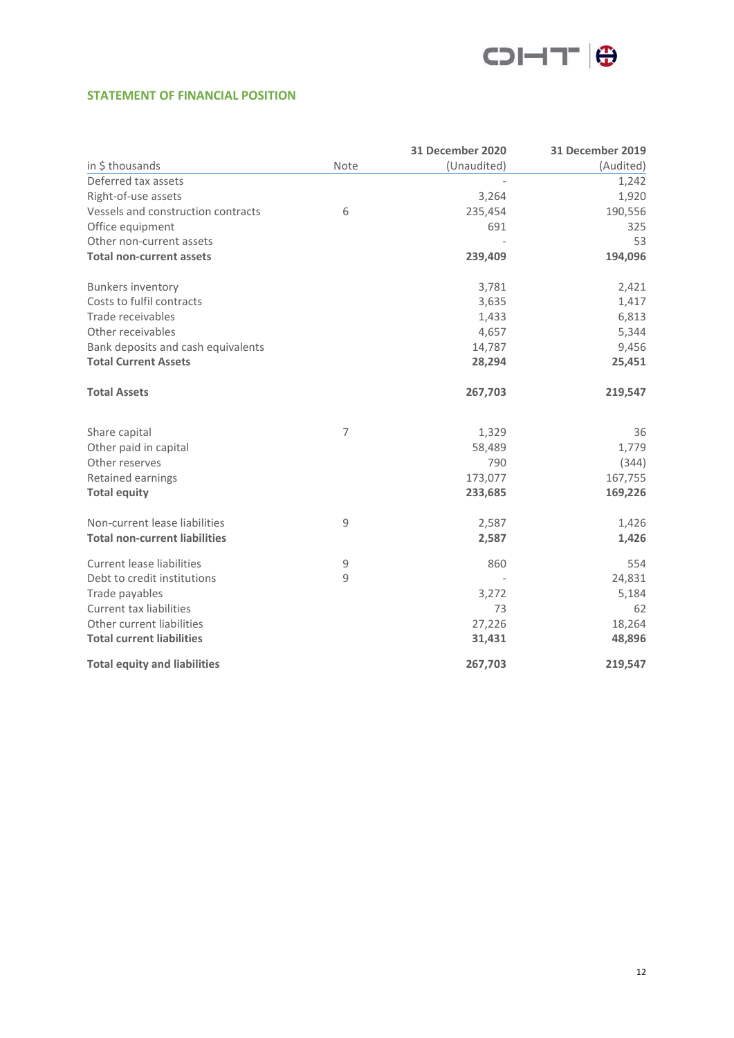## STATEMENT OF FINANCIAL POSITION

| in $ thousands | Note | 31 December 2020 (Unaudited) | 31 December 2019 (Audited) |
|---|---|---|---|
| Deferred tax assets | | - | 1,242 |
| Right-of-use assets | | 3,264 | 1,920 |
| Vessels and construction contracts | 6 | 235,454 | 190,556 |
| Office equipment | | 691 | 325 |
| Other non-current assets | | - | 53 |
| **Total non-current assets** | | **239,409** | **194,096** |
| | | | |
| Bunkers inventory | | 3,781 | 2,421 |
| Costs to fulfil contracts | | 3,635 | 1,417 |
| Trade receivables | | 1,433 | 6,813 |
| Other receivables | | 4,657 | 5,344 |
| Bank deposits and cash equivalents | | 14,787 | 9,456 |
| **Total Current Assets** | | **28,294** | **25,451** |
| | | | |
| **Total Assets** | | **267,703** | **219,547** |
| | | | |
| Share capital | 7 | 1,329 | 36 |
| Other paid in capital | | 58,489 | 1,779 |
| Other reserves | | 790 | (344) |
| Retained earnings | | 173,077 | 167,755 |
| **Total equity** | | **233,685** | **169,226** |
| | | | |
| Non-current lease liabilities | 9 | 2,587 | 1,426 |
| **Total non-current liabilities** | | **2,587** | **1,426** |
| | | | |
| Current lease liabilities | 9 | 860 | 554 |
| Debt to credit institutions | 9 | - | 24,831 |
| Trade payables | | 3,272 | 5,184 |
| Current tax liabilities | | 73 | 62 |
| Other current liabilities | | 27,226 | 18,264 |
| **Total current liabilities** | | **31,431** | **48,896** |
| | | | |
| **Total equity and liabilities** | | **267,703** | **219,547** |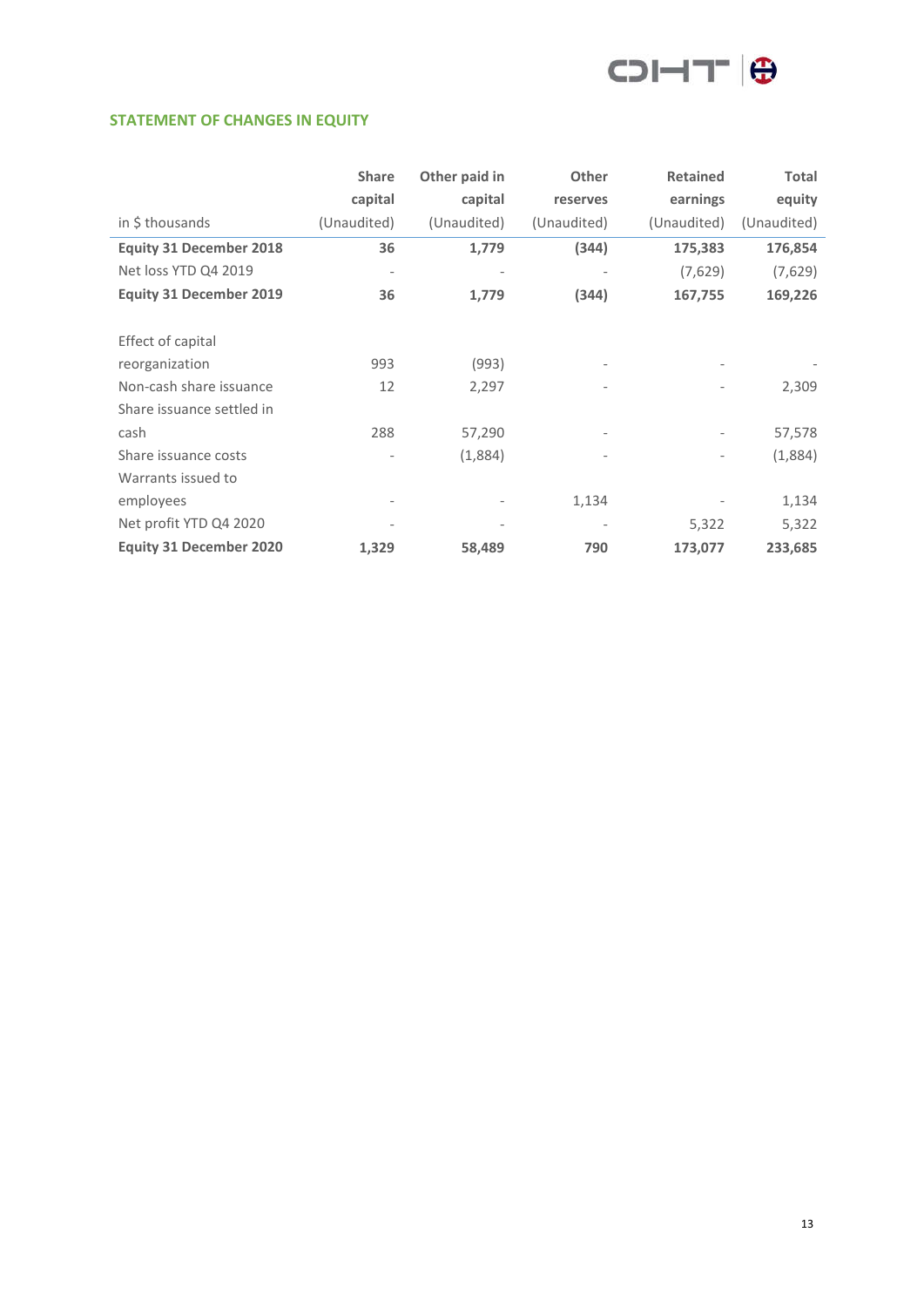## STATEMENT OF CHANGES IN EQUITY

| in $ thousands | Share capital (Unaudited) | Other paid in capital (Unaudited) | Other reserves (Unaudited) | Retained earnings (Unaudited) | Total equity (Unaudited) |
|---|---|---|---|---|---|
| **Equity 31 December 2018** | **36** | **1,779** | **(344)** | **175,383** | **176,854** |
| Net loss YTD Q4 2019 | - | - | - | (7,629) | (7,629) |
| **Equity 31 December 2019** | **36** | **1,779** | **(344)** | **167,755** | **169,226** |
| | | | | | |
| Effect of capital reorganization | 993 | (993) | - | - | - |
| Non-cash share issuance | 12 | 2,297 | - | - | 2,309 |
| Share issuance settled in cash | 288 | 57,290 | - | - | 57,578 |
| Share issuance costs | - | (1,884) | - | - | (1,884) |
| Warrants issued to employees | - | - | 1,134 | - | 1,134 |
| Net profit YTD Q4 2020 | - | - | - | 5,322 | 5,322 |
| **Equity 31 December 2020** | **1,329** | **58,489** | **790** | **173,077** | **233,685** |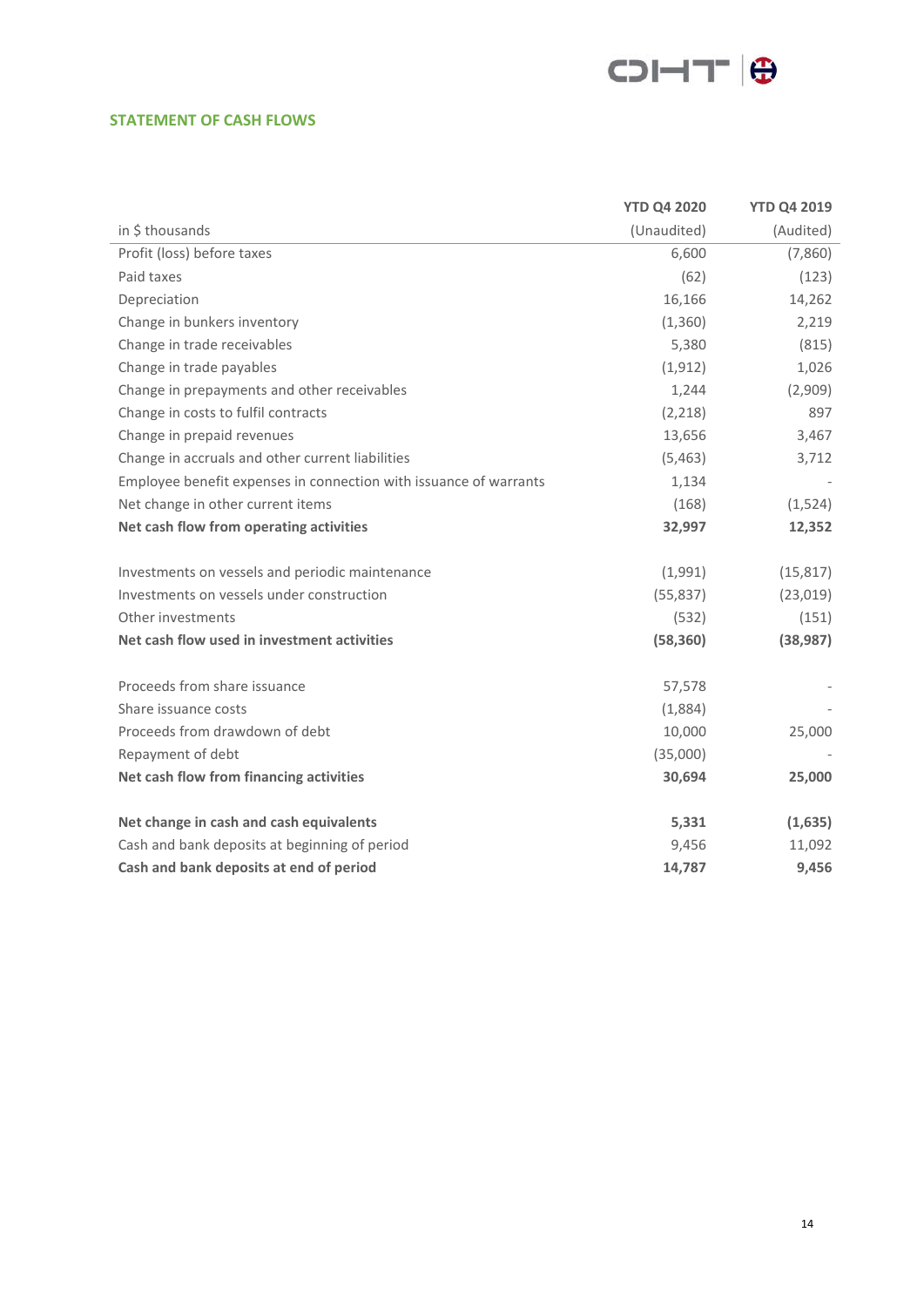## STATEMENT OF CASH FLOWS

| in $ thousands | YTD Q4 2020 (Unaudited) | YTD Q4 2019 (Audited) |
|---|---|---|
| Profit (loss) before taxes | 6,600 | (7,860) |
| Paid taxes | (62) | (123) |
| Depreciation | 16,166 | 14,262 |
| Change in bunkers inventory | (1,360) | 2,219 |
| Change in trade receivables | 5,380 | (815) |
| Change in trade payables | (1,912) | 1,026 |
| Change in prepayments and other receivables | 1,244 | (2,909) |
| Change in costs to fulfil contracts | (2,218) | 897 |
| Change in prepaid revenues | 13,656 | 3,467 |
| Change in accruals and other current liabilities | (5,463) | 3,712 |
| Employee benefit expenses in connection with issuance of warrants | 1,134 | - |
| Net change in other current items | (168) | (1,524) |
| **Net cash flow from operating activities** | **32,997** | **12,352** |
| | | |
| Investments on vessels and periodic maintenance | (1,991) | (15,817) |
| Investments on vessels under construction | (55,837) | (23,019) |
| Other investments | (532) | (151) |
| **Net cash flow used in investment activities** | **(58,360)** | **(38,987)** |
| | | |
| Proceeds from share issuance | 57,578 | - |
| Share issuance costs | (1,884) | - |
| Proceeds from drawdown of debt | 10,000 | 25,000 |
| Repayment of debt | (35,000) | - |
| **Net cash flow from financing activities** | **30,694** | **25,000** |
| | | |
| **Net change in cash and cash equivalents** | **5,331** | **(1,635)** |
| Cash and bank deposits at beginning of period | 9,456 | 11,092 |
| **Cash and bank deposits at end of period** | **14,787** | **9,456** |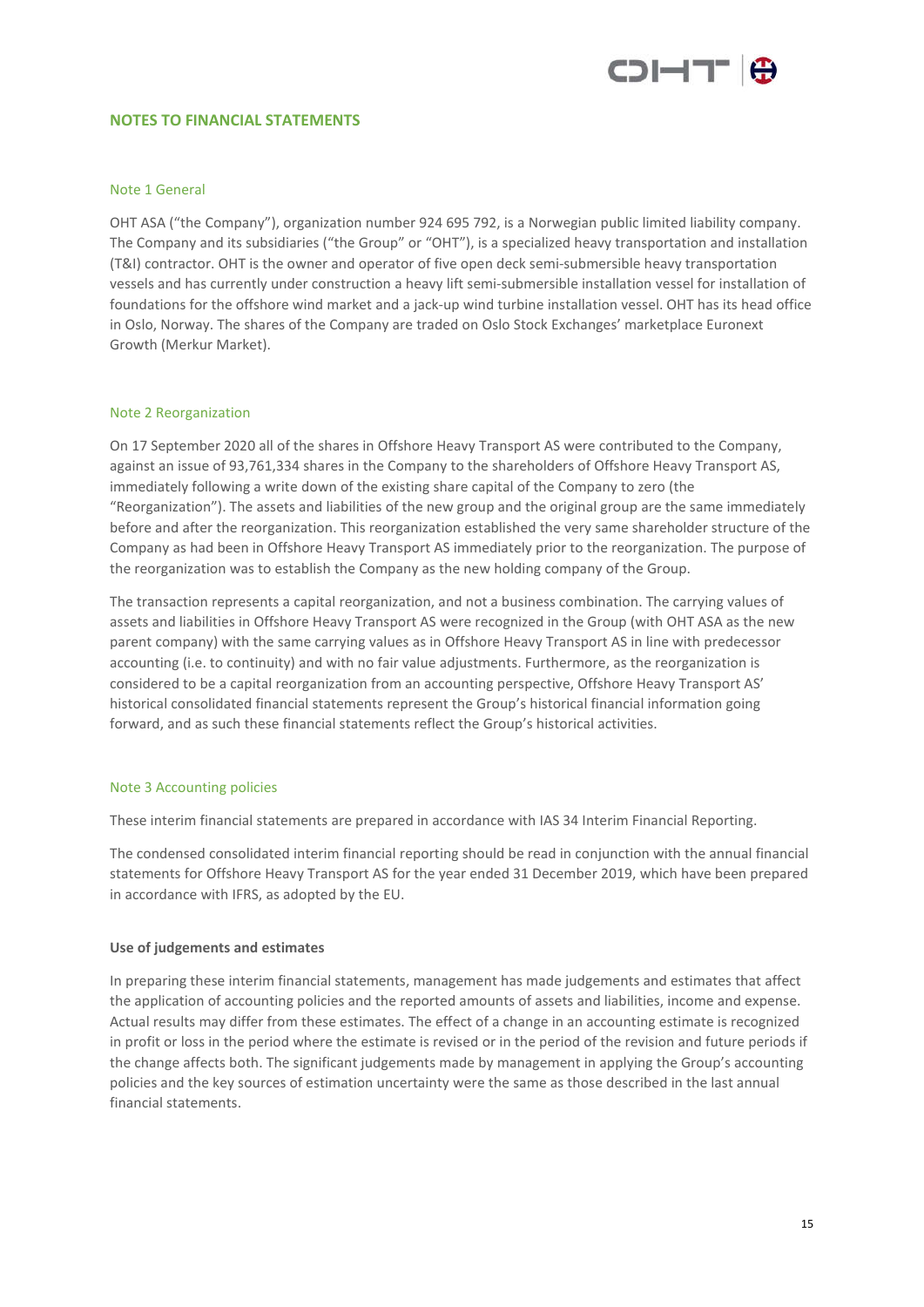## NOTES TO FINANCIAL STATEMENTS

### Note 1 General

OHT ASA ("the Company"), organization number 924 695 792, is a Norwegian public limited liability company. The Company and its subsidiaries ("the Group" or "OHT"), is a specialized heavy transportation and installation (T&I) contractor. OHT is the owner and operator of five open deck semi-submersible heavy transportation vessels and has currently under construction a heavy lift semi-submersible installation vessel for installation of foundations for the offshore wind market and a jack-up wind turbine installation vessel. OHT has its head office in Oslo, Norway. The shares of the Company are traded on Oslo Stock Exchanges' marketplace Euronext Growth (Merkur Market).

### Note 2 Reorganization

On 17 September 2020 all of the shares in Offshore Heavy Transport AS were contributed to the Company, against an issue of 93,761,334 shares in the Company to the shareholders of Offshore Heavy Transport AS, immediately following a write down of the existing share capital of the Company to zero (the "Reorganization"). The assets and liabilities of the new group and the original group are the same immediately before and after the reorganization. This reorganization established the very same shareholder structure of the Company as had been in Offshore Heavy Transport AS immediately prior to the reorganization. The purpose of the reorganization was to establish the Company as the new holding company of the Group.

The transaction represents a capital reorganization, and not a business combination. The carrying values of assets and liabilities in Offshore Heavy Transport AS were recognized in the Group (with OHT ASA as the new parent company) with the same carrying values as in Offshore Heavy Transport AS in line with predecessor accounting (i.e. to continuity) and with no fair value adjustments. Furthermore, as the reorganization is considered to be a capital reorganization from an accounting perspective, Offshore Heavy Transport AS' historical consolidated financial statements represent the Group's historical financial information going forward, and as such these financial statements reflect the Group's historical activities.

### Note 3 Accounting policies

These interim financial statements are prepared in accordance with IAS 34 Interim Financial Reporting.

The condensed consolidated interim financial reporting should be read in conjunction with the annual financial statements for Offshore Heavy Transport AS for the year ended 31 December 2019, which have been prepared in accordance with IFRS, as adopted by the EU.

**Use of judgements and estimates**

In preparing these interim financial statements, management has made judgements and estimates that affect the application of accounting policies and the reported amounts of assets and liabilities, income and expense. Actual results may differ from these estimates. The effect of a change in an accounting estimate is recognized in profit or loss in the period where the estimate is revised or in the period of the revision and future periods if the change affects both. The significant judgements made by management in applying the Group's accounting policies and the key sources of estimation uncertainty were the same as those described in the last annual financial statements.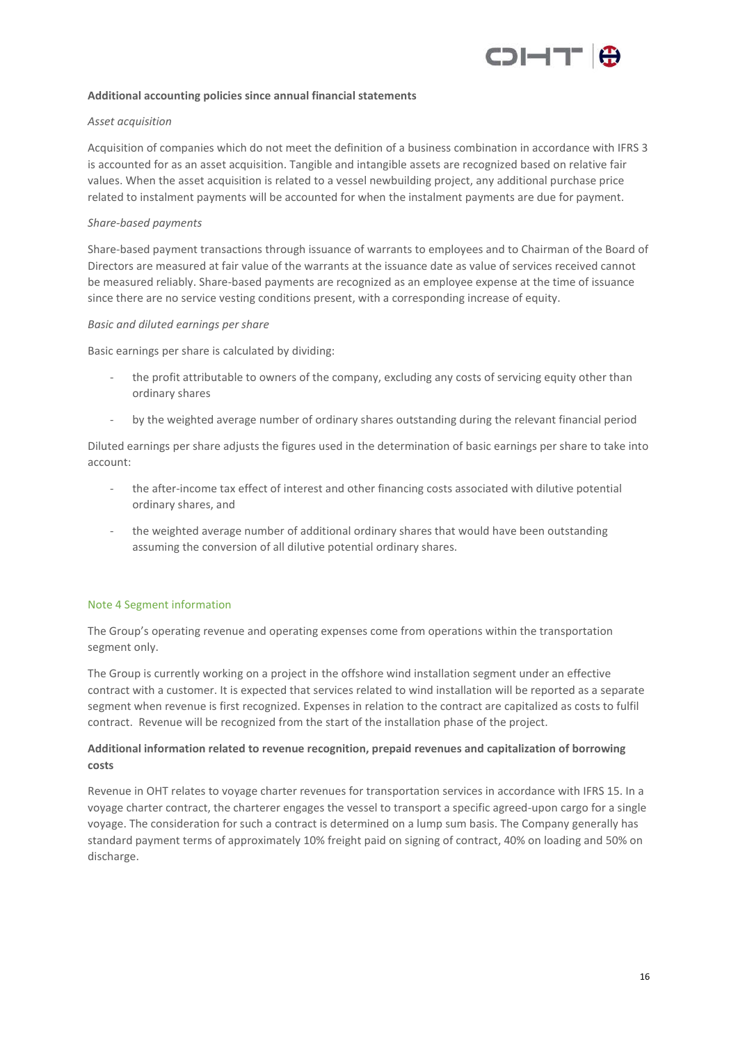**Additional accounting policies since annual financial statements**

*Asset acquisition*

Acquisition of companies which do not meet the definition of a business combination in accordance with IFRS 3 is accounted for as an asset acquisition. Tangible and intangible assets are recognized based on relative fair values. When the asset acquisition is related to a vessel newbuilding project, any additional purchase price related to instalment payments will be accounted for when the instalment payments are due for payment.

*Share-based payments*

Share-based payment transactions through issuance of warrants to employees and to Chairman of the Board of Directors are measured at fair value of the warrants at the issuance date as value of services received cannot be measured reliably. Share-based payments are recognized as an employee expense at the time of issuance since there are no service vesting conditions present, with a corresponding increase of equity.

*Basic and diluted earnings per share*

Basic earnings per share is calculated by dividing:

- the profit attributable to owners of the company, excluding any costs of servicing equity other than ordinary shares
- by the weighted average number of ordinary shares outstanding during the relevant financial period

Diluted earnings per share adjusts the figures used in the determination of basic earnings per share to take into account:

- the after-income tax effect of interest and other financing costs associated with dilutive potential ordinary shares, and
- the weighted average number of additional ordinary shares that would have been outstanding assuming the conversion of all dilutive potential ordinary shares.

## Note 4 Segment information

The Group's operating revenue and operating expenses come from operations within the transportation segment only.

The Group is currently working on a project in the offshore wind installation segment under an effective contract with a customer. It is expected that services related to wind installation will be reported as a separate segment when revenue is first recognized. Expenses in relation to the contract are capitalized as costs to fulfil contract. Revenue will be recognized from the start of the installation phase of the project.

**Additional information related to revenue recognition, prepaid revenues and capitalization of borrowing costs**

Revenue in OHT relates to voyage charter revenues for transportation services in accordance with IFRS 15. In a voyage charter contract, the charterer engages the vessel to transport a specific agreed-upon cargo for a single voyage. The consideration for such a contract is determined on a lump sum basis. The Company generally has standard payment terms of approximately 10% freight paid on signing of contract, 40% on loading and 50% on discharge.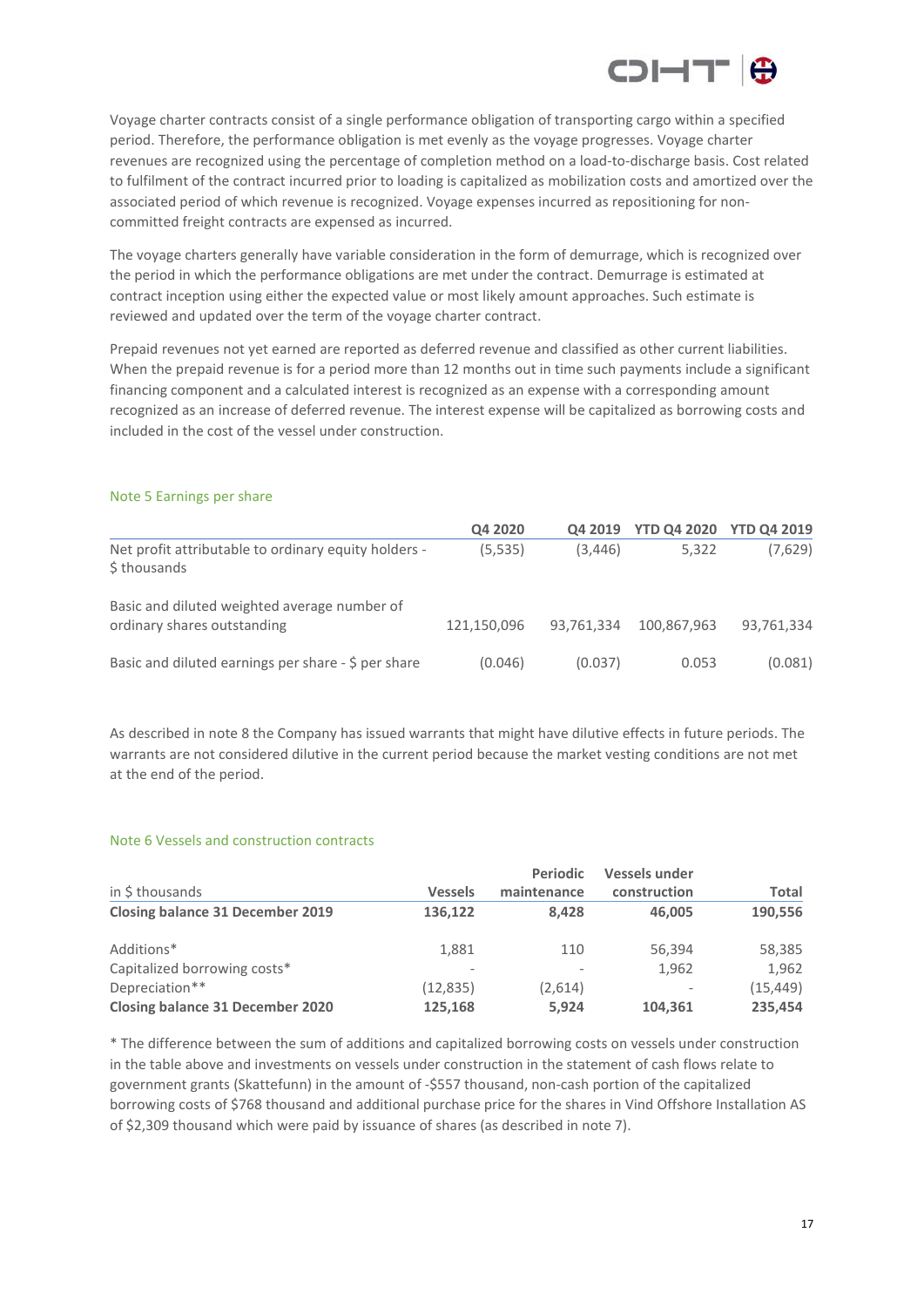Voyage charter contracts consist of a single performance obligation of transporting cargo within a specified period. Therefore, the performance obligation is met evenly as the voyage progresses. Voyage charter revenues are recognized using the percentage of completion method on a load-to-discharge basis. Cost related to fulfilment of the contract incurred prior to loading is capitalized as mobilization costs and amortized over the associated period of which revenue is recognized. Voyage expenses incurred as repositioning for non-committed freight contracts are expensed as incurred.

The voyage charters generally have variable consideration in the form of demurrage, which is recognized over the period in which the performance obligations are met under the contract. Demurrage is estimated at contract inception using either the expected value or most likely amount approaches. Such estimate is reviewed and updated over the term of the voyage charter contract.

Prepaid revenues not yet earned are reported as deferred revenue and classified as other current liabilities. When the prepaid revenue is for a period more than 12 months out in time such payments include a significant financing component and a calculated interest is recognized as an expense with a corresponding amount recognized as an increase of deferred revenue. The interest expense will be capitalized as borrowing costs and included in the cost of the vessel under construction.

## Note 5 Earnings per share

| | Q4 2020 | Q4 2019 | YTD Q4 2020 | YTD Q4 2019 |
|---|---|---|---|---|
| Net profit attributable to ordinary equity holders - $ thousands | (5,535) | (3,446) | 5,322 | (7,629) |
| Basic and diluted weighted average number of ordinary shares outstanding | 121,150,096 | 93,761,334 | 100,867,963 | 93,761,334 |
| Basic and diluted earnings per share - $ per share | (0.046) | (0.037) | 0.053 | (0.081) |

As described in note 8 the Company has issued warrants that might have dilutive effects in future periods. The warrants are not considered dilutive in the current period because the market vesting conditions are not met at the end of the period.

## Note 6 Vessels and construction contracts

| in $ thousands | Vessels | Periodic maintenance | Vessels under construction | Total |
|---|---|---|---|---|
| **Closing balance 31 December 2019** | **136,122** | **8,428** | **46,005** | **190,556** |
| Additions* | 1,881 | 110 | 56,394 | 58,385 |
| Capitalized borrowing costs* | - | - | 1,962 | 1,962 |
| Depreciation** | (12,835) | (2,614) | - | (15,449) |
| **Closing balance 31 December 2020** | **125,168** | **5,924** | **104,361** | **235,454** |

* The difference between the sum of additions and capitalized borrowing costs on vessels under construction in the table above and investments on vessels under construction in the statement of cash flows relate to government grants (Skattefunn) in the amount of -$557 thousand, non-cash portion of the capitalized borrowing costs of $768 thousand and additional purchase price for the shares in Vind Offshore Installation AS of $2,309 thousand which were paid by issuance of shares (as described in note 7).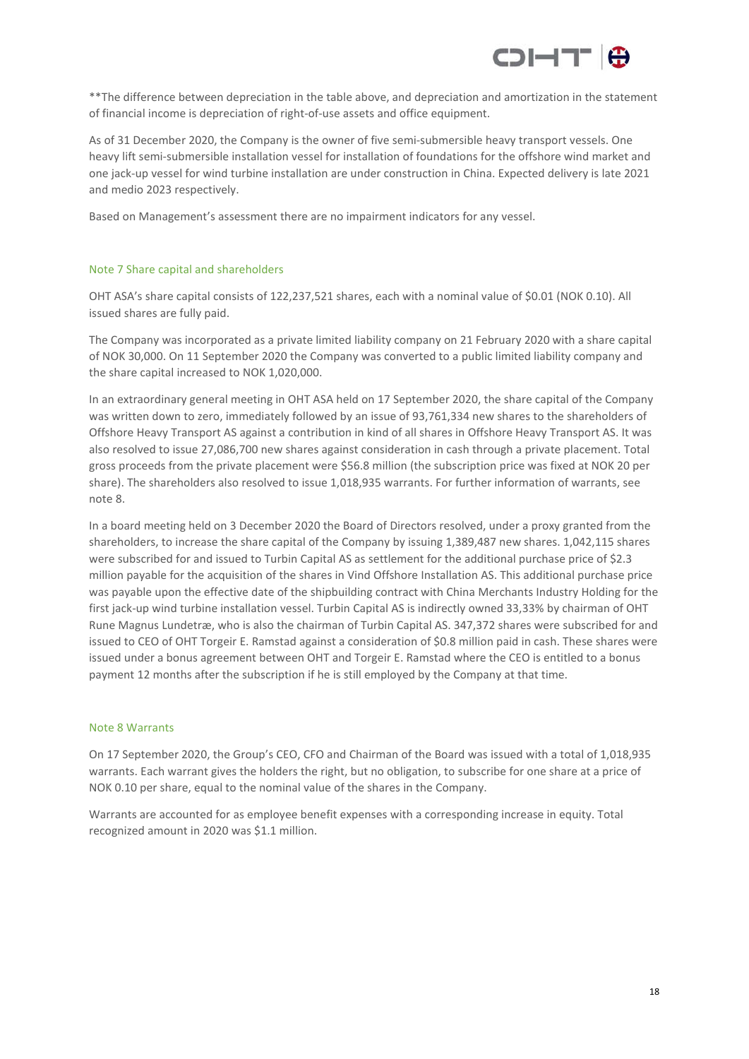**The difference between depreciation in the table above, and depreciation and amortization in the statement of financial income is depreciation of right-of-use assets and office equipment.

As of 31 December 2020, the Company is the owner of five semi-submersible heavy transport vessels. One heavy lift semi-submersible installation vessel for installation of foundations for the offshore wind market and one jack-up vessel for wind turbine installation are under construction in China. Expected delivery is late 2021 and medio 2023 respectively.

Based on Management's assessment there are no impairment indicators for any vessel.

## Note 7 Share capital and shareholders

OHT ASA's share capital consists of 122,237,521 shares, each with a nominal value of $0.01 (NOK 0.10). All issued shares are fully paid.

The Company was incorporated as a private limited liability company on 21 February 2020 with a share capital of NOK 30,000. On 11 September 2020 the Company was converted to a public limited liability company and the share capital increased to NOK 1,020,000.

In an extraordinary general meeting in OHT ASA held on 17 September 2020, the share capital of the Company was written down to zero, immediately followed by an issue of 93,761,334 new shares to the shareholders of Offshore Heavy Transport AS against a contribution in kind of all shares in Offshore Heavy Transport AS. It was also resolved to issue 27,086,700 new shares against consideration in cash through a private placement. Total gross proceeds from the private placement were $56.8 million (the subscription price was fixed at NOK 20 per share). The shareholders also resolved to issue 1,018,935 warrants. For further information of warrants, see note 8.

In a board meeting held on 3 December 2020 the Board of Directors resolved, under a proxy granted from the shareholders, to increase the share capital of the Company by issuing 1,389,487 new shares. 1,042,115 shares were subscribed for and issued to Turbin Capital AS as settlement for the additional purchase price of $2.3 million payable for the acquisition of the shares in Vind Offshore Installation AS. This additional purchase price was payable upon the effective date of the shipbuilding contract with China Merchants Industry Holding for the first jack-up wind turbine installation vessel. Turbin Capital AS is indirectly owned 33,33% by chairman of OHT Rune Magnus Lundetræ, who is also the chairman of Turbin Capital AS. 347,372 shares were subscribed for and issued to CEO of OHT Torgeir E. Ramstad against a consideration of $0.8 million paid in cash. These shares were issued under a bonus agreement between OHT and Torgeir E. Ramstad where the CEO is entitled to a bonus payment 12 months after the subscription if he is still employed by the Company at that time.

## Note 8 Warrants

On 17 September 2020, the Group's CEO, CFO and Chairman of the Board was issued with a total of 1,018,935 warrants. Each warrant gives the holders the right, but no obligation, to subscribe for one share at a price of NOK 0.10 per share, equal to the nominal value of the shares in the Company.

Warrants are accounted for as employee benefit expenses with a corresponding increase in equity. Total recognized amount in 2020 was $1.1 million.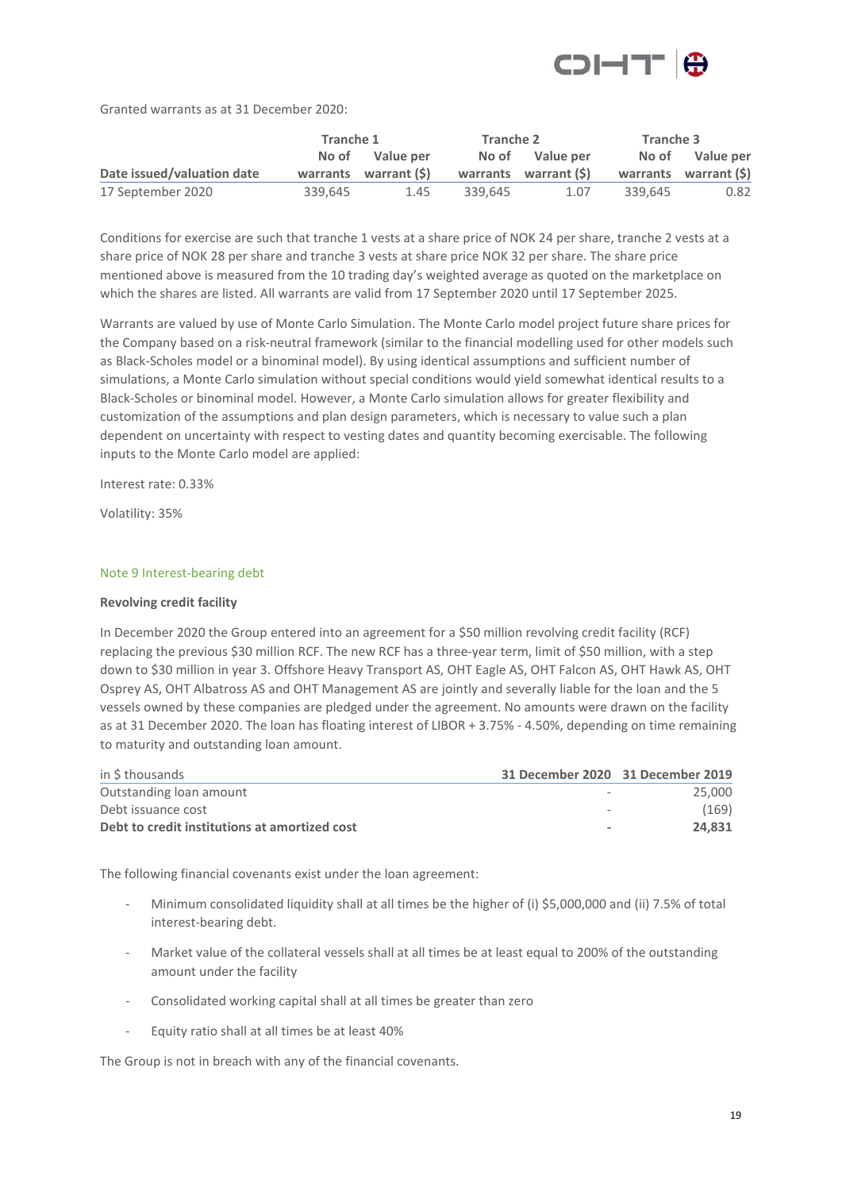Granted warrants as at 31 December 2020:

| | Tranche 1 | | Tranche 2 | | Tranche 3 | |
|---|---|---|---|---|---|---|
| Date issued/valuation date | No of warrants | Value per warrant ($) | No of warrants | Value per warrant ($) | No of warrants | Value per warrant ($) |
| 17 September 2020 | 339,645 | 1.45 | 339,645 | 1.07 | 339,645 | 0.82 |

Conditions for exercise are such that tranche 1 vests at a share price of NOK 24 per share, tranche 2 vests at a share price of NOK 28 per share and tranche 3 vests at share price NOK 32 per share. The share price mentioned above is measured from the 10 trading day's weighted average as quoted on the marketplace on which the shares are listed. All warrants are valid from 17 September 2020 until 17 September 2025.

Warrants are valued by use of Monte Carlo Simulation. The Monte Carlo model project future share prices for the Company based on a risk-neutral framework (similar to the financial modelling used for other models such as Black-Scholes model or a binominal model). By using identical assumptions and sufficient number of simulations, a Monte Carlo simulation without special conditions would yield somewhat identical results to a Black-Scholes or binominal model. However, a Monte Carlo simulation allows for greater flexibility and customization of the assumptions and plan design parameters, which is necessary to value such a plan dependent on uncertainty with respect to vesting dates and quantity becoming exercisable. The following inputs to the Monte Carlo model are applied:

Interest rate: 0.33%

Volatility: 35%

## Note 9 Interest-bearing debt

**Revolving credit facility**

In December 2020 the Group entered into an agreement for a $50 million revolving credit facility (RCF) replacing the previous $30 million RCF. The new RCF has a three-year term, limit of $50 million, with a step down to $30 million in year 3. Offshore Heavy Transport AS, OHT Eagle AS, OHT Falcon AS, OHT Hawk AS, OHT Osprey AS, OHT Albatross AS and OHT Management AS are jointly and severally liable for the loan and the 5 vessels owned by these companies are pledged under the agreement. No amounts were drawn on the facility as at 31 December 2020. The loan has floating interest of LIBOR + 3.75% - 4.50%, depending on time remaining to maturity and outstanding loan amount.

| in $ thousands | 31 December 2020 | 31 December 2019 |
|---|---|---|
| Outstanding loan amount | - | 25,000 |
| Debt issuance cost | - | (169) |
| **Debt to credit institutions at amortized cost** | **-** | **24,831** |

The following financial covenants exist under the loan agreement:

- Minimum consolidated liquidity shall at all times be the higher of (i) $5,000,000 and (ii) 7.5% of total interest-bearing debt.
- Market value of the collateral vessels shall at all times be at least equal to 200% of the outstanding amount under the facility
- Consolidated working capital shall at all times be greater than zero
- Equity ratio shall at all times be at least 40%

The Group is not in breach with any of the financial covenants.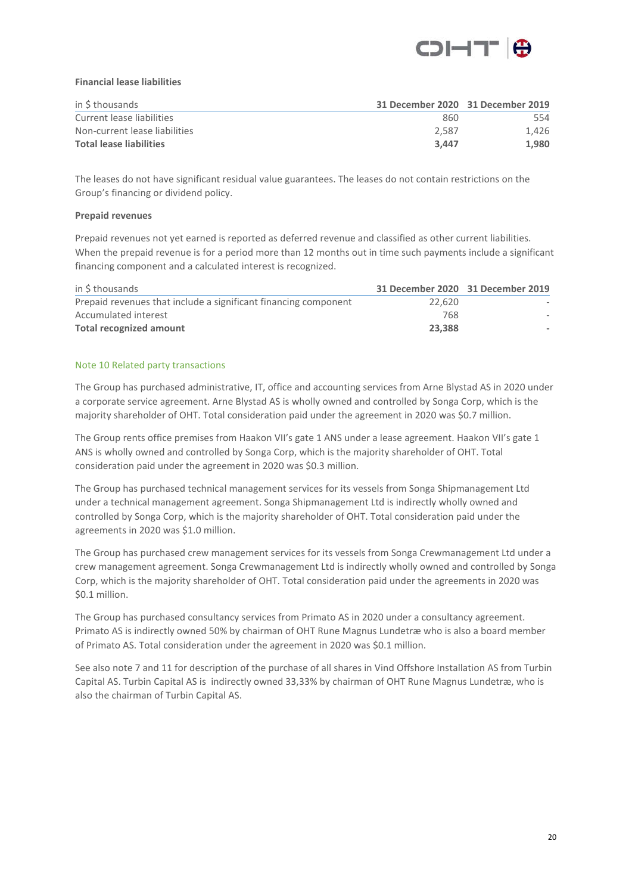**Financial lease liabilities**

| in $ thousands | 31 December 2020 | 31 December 2019 |
|---|---|---|
| Current lease liabilities | 860 | 554 |
| Non-current lease liabilities | 2,587 | 1,426 |
| **Total lease liabilities** | **3,447** | **1,980** |

The leases do not have significant residual value guarantees. The leases do not contain restrictions on the Group's financing or dividend policy.

**Prepaid revenues**

Prepaid revenues not yet earned is reported as deferred revenue and classified as other current liabilities. When the prepaid revenue is for a period more than 12 months out in time such payments include a significant financing component and a calculated interest is recognized.

| in $ thousands | 31 December 2020 | 31 December 2019 |
|---|---|---|
| Prepaid revenues that include a significant financing component | 22,620 | - |
| Accumulated interest | 768 | - |
| **Total recognized amount** | **23,388** | **-** |

## Note 10 Related party transactions

The Group has purchased administrative, IT, office and accounting services from Arne Blystad AS in 2020 under a corporate service agreement. Arne Blystad AS is wholly owned and controlled by Songa Corp, which is the majority shareholder of OHT. Total consideration paid under the agreement in 2020 was $0.7 million.

The Group rents office premises from Haakon VII's gate 1 ANS under a lease agreement. Haakon VII's gate 1 ANS is wholly owned and controlled by Songa Corp, which is the majority shareholder of OHT. Total consideration paid under the agreement in 2020 was $0.3 million.

The Group has purchased technical management services for its vessels from Songa Shipmanagement Ltd under a technical management agreement. Songa Shipmanagement Ltd is indirectly wholly owned and controlled by Songa Corp, which is the majority shareholder of OHT. Total consideration paid under the agreements in 2020 was $1.0 million.

The Group has purchased crew management services for its vessels from Songa Crewmanagement Ltd under a crew management agreement. Songa Crewmanagement Ltd is indirectly wholly owned and controlled by Songa Corp, which is the majority shareholder of OHT. Total consideration paid under the agreements in 2020 was $0.1 million.

The Group has purchased consultancy services from Primato AS in 2020 under a consultancy agreement. Primato AS is indirectly owned 50% by chairman of OHT Rune Magnus Lundetræ who is also a board member of Primato AS. Total consideration under the agreement in 2020 was $0.1 million.

See also note 7 and 11 for description of the purchase of all shares in Vind Offshore Installation AS from Turbin Capital AS. Turbin Capital AS is indirectly owned 33,33% by chairman of OHT Rune Magnus Lundetræ, who is also the chairman of Turbin Capital AS.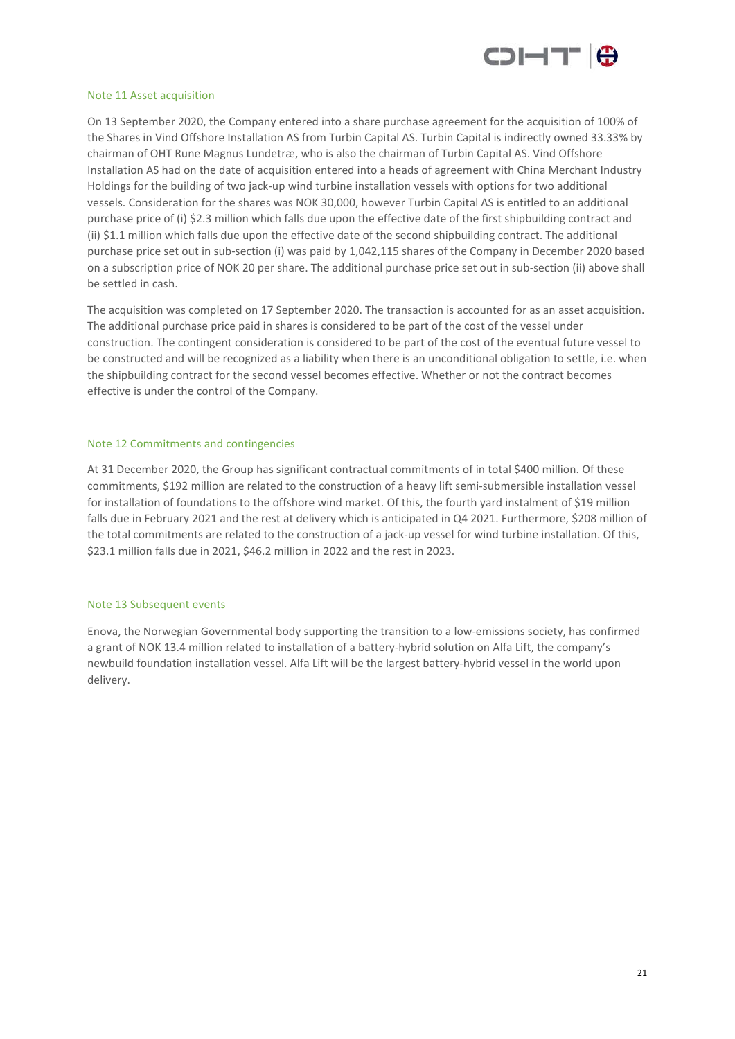## Note 11 Asset acquisition

On 13 September 2020, the Company entered into a share purchase agreement for the acquisition of 100% of the Shares in Vind Offshore Installation AS from Turbin Capital AS. Turbin Capital is indirectly owned 33.33% by chairman of OHT Rune Magnus Lundetræ, who is also the chairman of Turbin Capital AS. Vind Offshore Installation AS had on the date of acquisition entered into a heads of agreement with China Merchant Industry Holdings for the building of two jack-up wind turbine installation vessels with options for two additional vessels. Consideration for the shares was NOK 30,000, however Turbin Capital AS is entitled to an additional purchase price of (i) $2.3 million which falls due upon the effective date of the first shipbuilding contract and (ii) $1.1 million which falls due upon the effective date of the second shipbuilding contract. The additional purchase price set out in sub-section (i) was paid by 1,042,115 shares of the Company in December 2020 based on a subscription price of NOK 20 per share. The additional purchase price set out in sub-section (ii) above shall be settled in cash.

The acquisition was completed on 17 September 2020. The transaction is accounted for as an asset acquisition. The additional purchase price paid in shares is considered to be part of the cost of the vessel under construction. The contingent consideration is considered to be part of the cost of the eventual future vessel to be constructed and will be recognized as a liability when there is an unconditional obligation to settle, i.e. when the shipbuilding contract for the second vessel becomes effective. Whether or not the contract becomes effective is under the control of the Company.

## Note 12 Commitments and contingencies

At 31 December 2020, the Group has significant contractual commitments of in total $400 million. Of these commitments, $192 million are related to the construction of a heavy lift semi-submersible installation vessel for installation of foundations to the offshore wind market. Of this, the fourth yard instalment of $19 million falls due in February 2021 and the rest at delivery which is anticipated in Q4 2021. Furthermore, $208 million of the total commitments are related to the construction of a jack-up vessel for wind turbine installation. Of this, $23.1 million falls due in 2021, $46.2 million in 2022 and the rest in 2023.

## Note 13 Subsequent events

Enova, the Norwegian Governmental body supporting the transition to a low-emissions society, has confirmed a grant of NOK 13.4 million related to installation of a battery-hybrid solution on Alfa Lift, the company's newbuild foundation installation vessel. Alfa Lift will be the largest battery-hybrid vessel in the world upon delivery.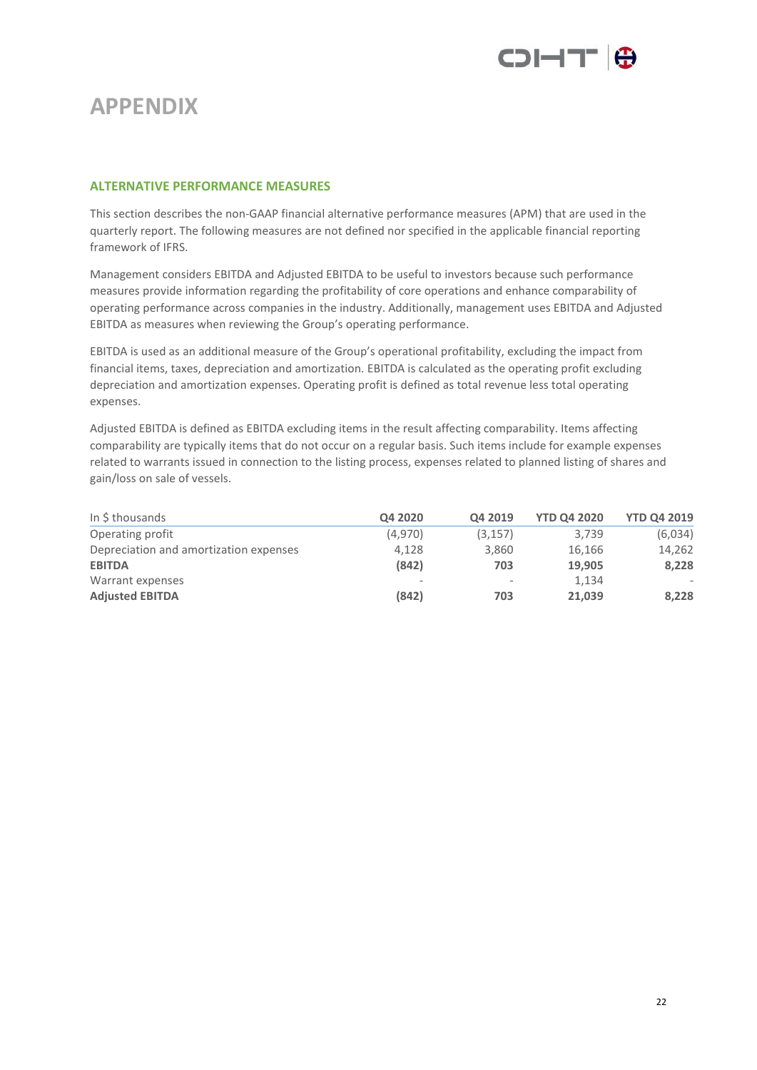# APPENDIX

## ALTERNATIVE PERFORMANCE MEASURES

This section describes the non-GAAP financial alternative performance measures (APM) that are used in the quarterly report. The following measures are not defined nor specified in the applicable financial reporting framework of IFRS.

Management considers EBITDA and Adjusted EBITDA to be useful to investors because such performance measures provide information regarding the profitability of core operations and enhance comparability of operating performance across companies in the industry. Additionally, management uses EBITDA and Adjusted EBITDA as measures when reviewing the Group's operating performance.

EBITDA is used as an additional measure of the Group's operational profitability, excluding the impact from financial items, taxes, depreciation and amortization. EBITDA is calculated as the operating profit excluding depreciation and amortization expenses. Operating profit is defined as total revenue less total operating expenses.

Adjusted EBITDA is defined as EBITDA excluding items in the result affecting comparability. Items affecting comparability are typically items that do not occur on a regular basis. Such items include for example expenses related to warrants issued in connection to the listing process, expenses related to planned listing of shares and gain/loss on sale of vessels.

| In $ thousands | Q4 2020 | Q4 2019 | YTD Q4 2020 | YTD Q4 2019 |
|---|---|---|---|---|
| Operating profit | (4,970) | (3,157) | 3,739 | (6,034) |
| Depreciation and amortization expenses | 4,128 | 3,860 | 16,166 | 14,262 |
| **EBITDA** | **(842)** | **703** | **19,905** | **8,228** |
| Warrant expenses | - | - | 1,134 | - |
| **Adjusted EBITDA** | **(842)** | **703** | **21,039** | **8,228** |